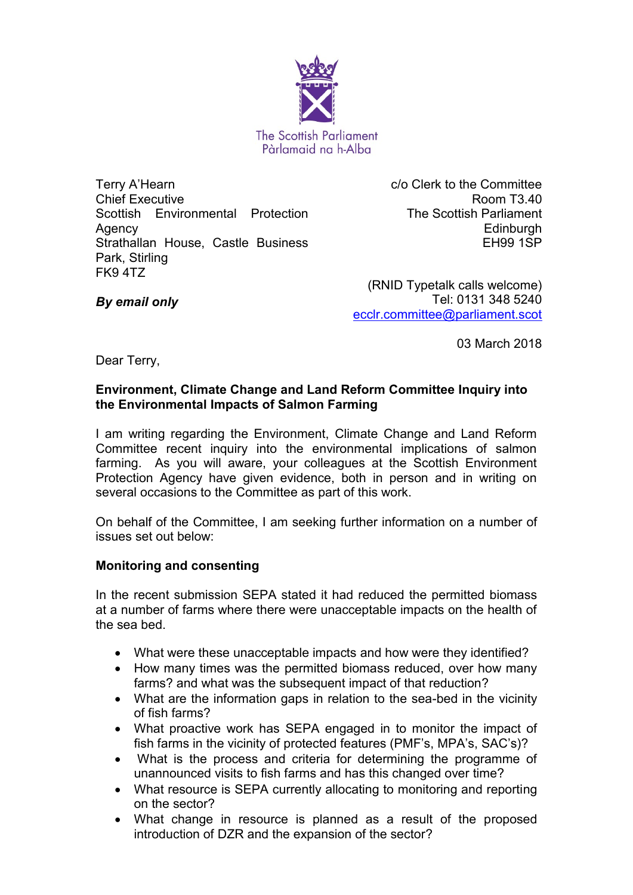The Scottish Parliament
Pàrlamaid na h-Alba

Terry A'Hearn
Chief Executive
Scottish Environmental Protection Agency
Strathallan House, Castle Business Park, Stirling
FK9 4TZ

c/o Clerk to the Committee
Room T3.40
The Scottish Parliament
Edinburgh
EH99 1SP

***By email only***

(RNID Typetalk calls welcome)
Tel: 0131 348 5240
ecclr.committee@parliament.scot

03 March 2018

Dear Terry,

**Environment, Climate Change and Land Reform Committee Inquiry into the Environmental Impacts of Salmon Farming**

I am writing regarding the Environment, Climate Change and Land Reform Committee recent inquiry into the environmental implications of salmon farming. As you will aware, your colleagues at the Scottish Environment Protection Agency have given evidence, both in person and in writing on several occasions to the Committee as part of this work.

On behalf of the Committee, I am seeking further information on a number of issues set out below:

**Monitoring and consenting**

In the recent submission SEPA stated it had reduced the permitted biomass at a number of farms where there were unacceptable impacts on the health of the sea bed.

- What were these unacceptable impacts and how were they identified?
- How many times was the permitted biomass reduced, over how many farms? and what was the subsequent impact of that reduction?
- What are the information gaps in relation to the sea-bed in the vicinity of fish farms?
- What proactive work has SEPA engaged in to monitor the impact of fish farms in the vicinity of protected features (PMF's, MPA's, SAC's)?
- What is the process and criteria for determining the programme of unannounced visits to fish farms and has this changed over time?
- What resource is SEPA currently allocating to monitoring and reporting on the sector?
- What change in resource is planned as a result of the proposed introduction of DZR and the expansion of the sector?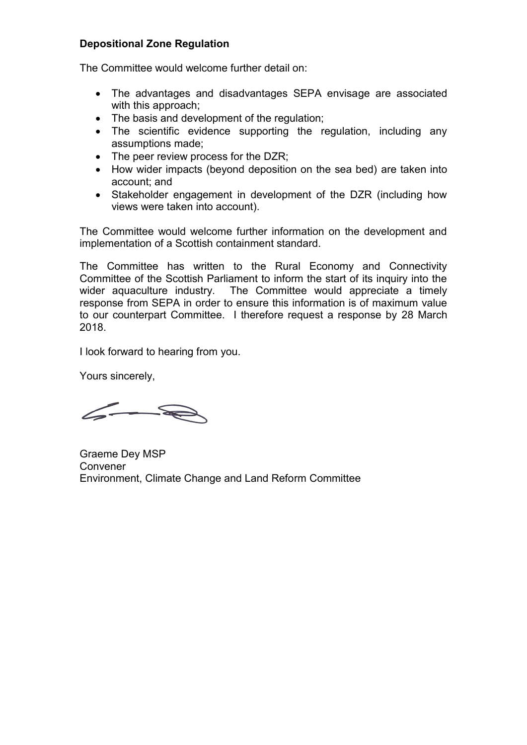**Depositional Zone Regulation**

The Committee would welcome further detail on:

- The advantages and disadvantages SEPA envisage are associated with this approach;
- The basis and development of the regulation;
- The scientific evidence supporting the regulation, including any assumptions made;
- The peer review process for the DZR;
- How wider impacts (beyond deposition on the sea bed) are taken into account; and
- Stakeholder engagement in development of the DZR (including how views were taken into account).

The Committee would welcome further information on the development and implementation of a Scottish containment standard.

The Committee has written to the Rural Economy and Connectivity Committee of the Scottish Parliament to inform the start of its inquiry into the wider aquaculture industry. The Committee would appreciate a timely response from SEPA in order to ensure this information is of maximum value to our counterpart Committee. I therefore request a response by 28 March 2018.

I look forward to hearing from you.

Yours sincerely,

Graeme Dey MSP
Convener
Environment, Climate Change and Land Reform Committee